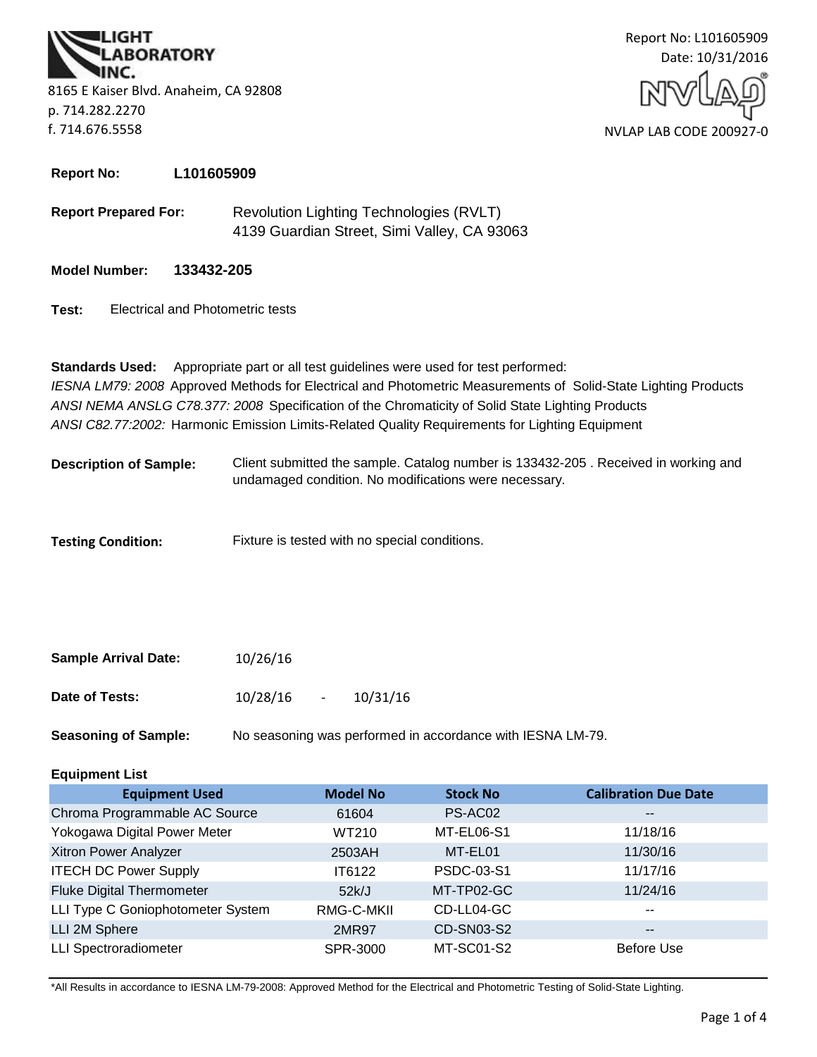LIGHT LABORATORY INC.

8165 E Kaiser Blvd. Anaheim, CA 92808
p. 714.282.2270
f. 714.676.5558

Report No: L101605909
Date: 10/31/2016

NVLAP LAB CODE 200927-0

**Report No:** **L101605909**

**Report Prepared For:** Revolution Lighting Technologies (RVLT)
4139 Guardian Street, Simi Valley, CA 93063

**Model Number:** **133432-205**

**Test:** Electrical and Photometric tests

**Standards Used:** Appropriate part or all test guidelines were used for test performed:
*IESNA LM79: 2008* Approved Methods for Electrical and Photometric Measurements of Solid-State Lighting Products
*ANSI NEMA ANSLG C78.377: 2008* Specification of the Chromaticity of Solid State Lighting Products
*ANSI C82.77:2002:* Harmonic Emission Limits-Related Quality Requirements for Lighting Equipment

**Description of Sample:** Client submitted the sample. Catalog number is 133432-205 . Received in working and undamaged condition. No modifications were necessary.

**Testing Condition:** Fixture is tested with no special conditions.

**Sample Arrival Date:** 10/26/16

**Date of Tests:** 10/28/16 - 10/31/16

**Seasoning of Sample:** No seasoning was performed in accordance with IESNA LM-79.

**Equipment List**

| Equipment Used | Model No | Stock No | Calibration Due Date |
|---|---|---|---|
| Chroma Programmable AC Source | 61604 | PS-AC02 | -- |
| Yokogawa Digital Power Meter | WT210 | MT-EL06-S1 | 11/18/16 |
| Xitron Power Analyzer | 2503AH | MT-EL01 | 11/30/16 |
| ITECH DC Power Supply | IT6122 | PSDC-03-S1 | 11/17/16 |
| Fluke Digital Thermometer | 52k/J | MT-TP02-GC | 11/24/16 |
| LLI Type C Goniophotometer System | RMG-C-MKII | CD-LL04-GC | -- |
| LLI 2M Sphere | 2MR97 | CD-SN03-S2 | -- |
| LLI Spectroradiometer | SPR-3000 | MT-SC01-S2 | Before Use |

*All Results in accordance to IESNA LM-79-2008: Approved Method for the Electrical and Photometric Testing of Solid-State Lighting.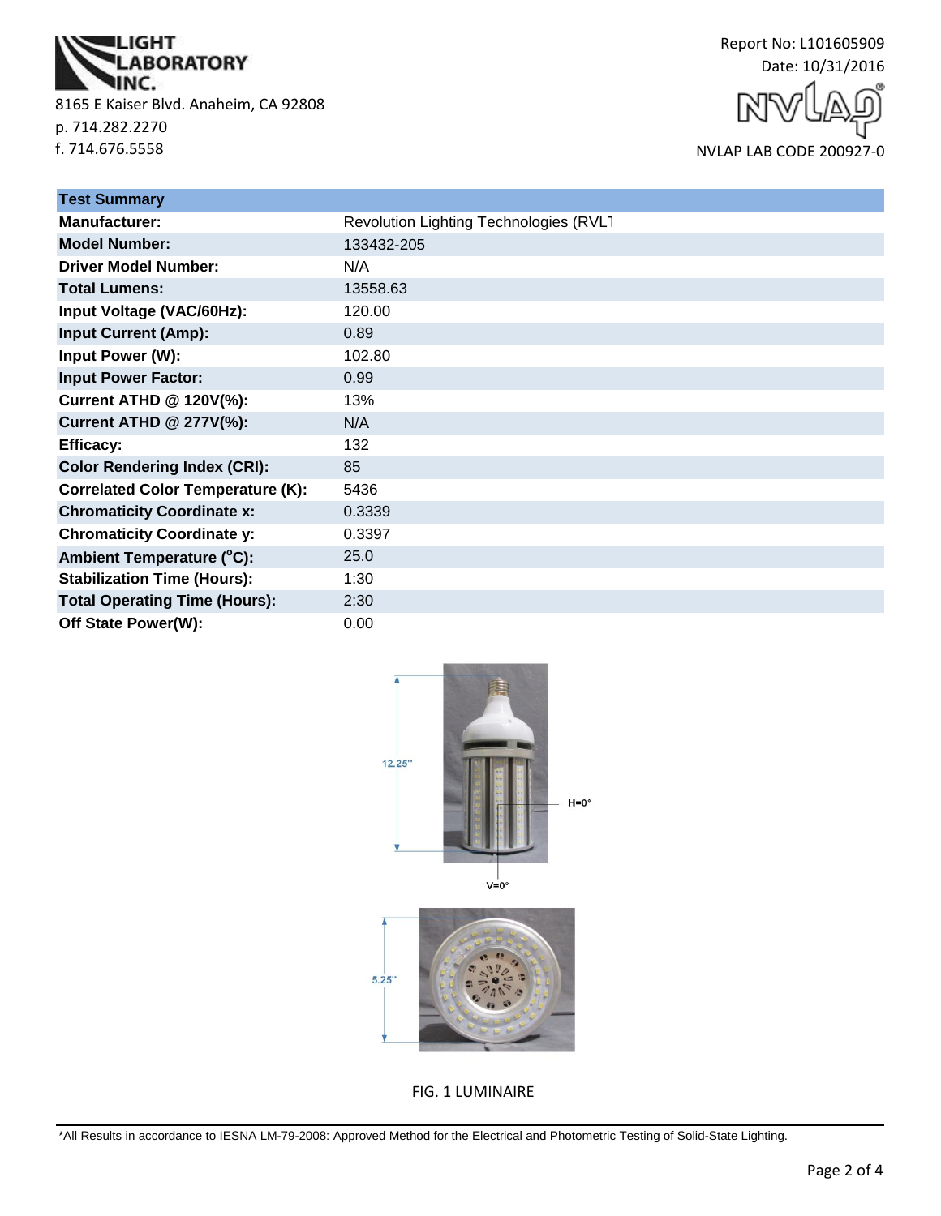LIGHT LABORATORY INC.
8165 E Kaiser Blvd. Anaheim, CA 92808
p. 714.282.2270
f. 714.676.5558

Report No: L101605909
Date: 10/31/2016

NVLAP LAB CODE 200927-0

| Test Summary | |
|---|---|
| **Manufacturer:** | Revolution Lighting Technologies (RVLT |
| **Model Number:** | 133432-205 |
| **Driver Model Number:** | N/A |
| **Total Lumens:** | 13558.63 |
| **Input Voltage (VAC/60Hz):** | 120.00 |
| **Input Current (Amp):** | 0.89 |
| **Input Power (W):** | 102.80 |
| **Input Power Factor:** | 0.99 |
| **Current ATHD @ 120V(%):** | 13% |
| **Current ATHD @ 277V(%):** | N/A |
| **Efficacy:** | 132 |
| **Color Rendering Index (CRI):** | 85 |
| **Correlated Color Temperature (K):** | 5436 |
| **Chromaticity Coordinate x:** | 0.3339 |
| **Chromaticity Coordinate y:** | 0.3397 |
| **Ambient Temperature (°C):** | 25.0 |
| **Stabilization Time (Hours):** | 1:30 |
| **Total Operating Time (Hours):** | 2:30 |
| **Off State Power(W):** | 0.00 |

12.25"

H=0°

V=0°

5.25"

FIG. 1 LUMINAIRE

*All Results in accordance to IESNA LM-79-2008: Approved Method for the Electrical and Photometric Testing of Solid-State Lighting.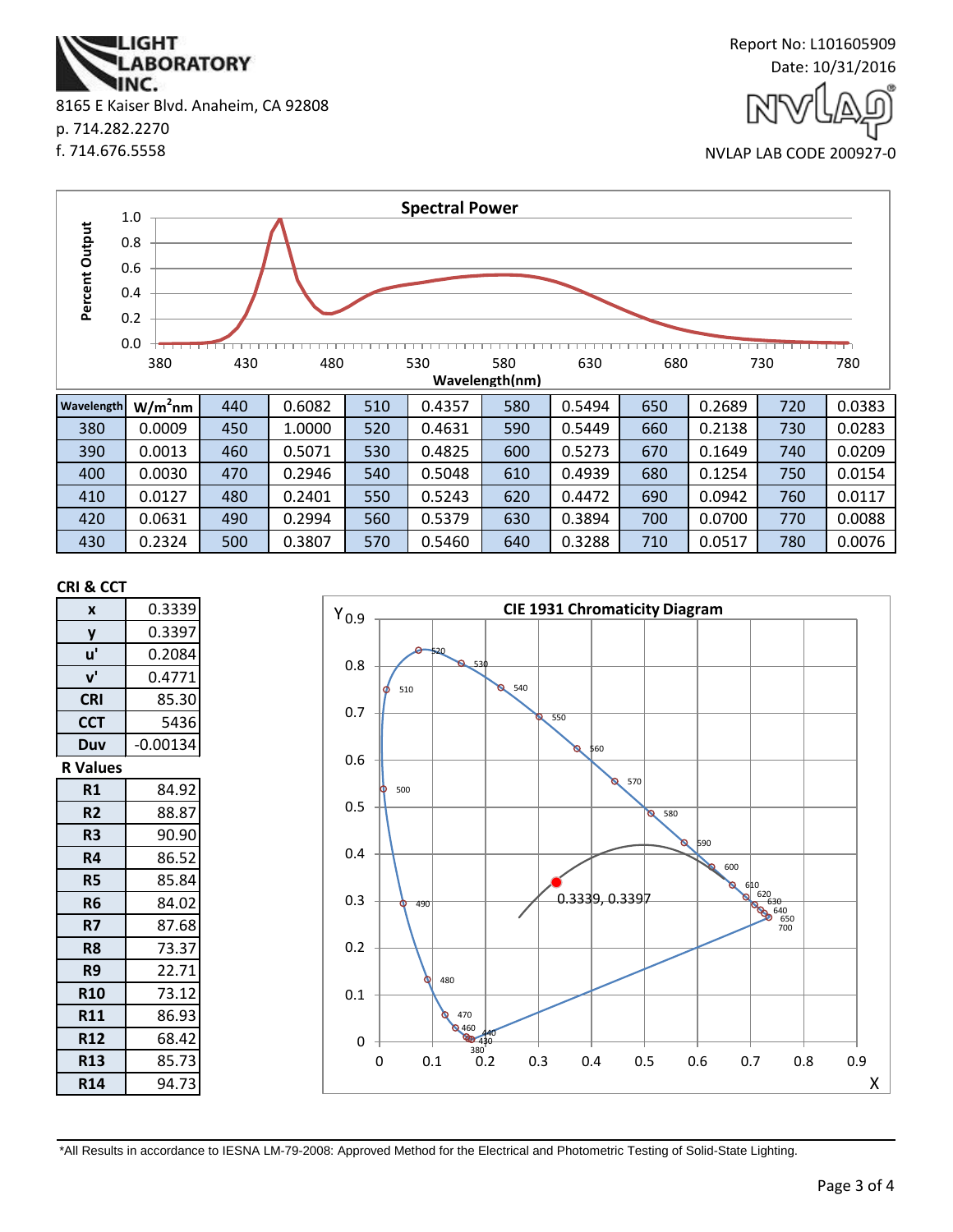LIGHT LABORATORY INC.

8165 E Kaiser Blvd. Anaheim, CA 92808
p. 714.282.2270
f. 714.676.5558

Report No: L101605909
Date: 10/31/2016

NVLAP LAB CODE 200927-0

**Spectral Power**

| Wavelength | W/m²nm | 440 | 0.6082 | 510 | 0.4357 | 580 | 0.5494 | 650 | 0.2689 | 720 | 0.0383 |
|---|---|---|---|---|---|---|---|---|---|---|---|
| 380 | 0.0009 | 450 | 1.0000 | 520 | 0.4631 | 590 | 0.5449 | 660 | 0.2138 | 730 | 0.0283 |
| 390 | 0.0013 | 460 | 0.5071 | 530 | 0.4825 | 600 | 0.5273 | 670 | 0.1649 | 740 | 0.0209 |
| 400 | 0.0030 | 470 | 0.2946 | 540 | 0.5048 | 610 | 0.4939 | 680 | 0.1254 | 750 | 0.0154 |
| 410 | 0.0127 | 480 | 0.2401 | 550 | 0.5243 | 620 | 0.4472 | 690 | 0.0942 | 760 | 0.0117 |
| 420 | 0.0631 | 490 | 0.2994 | 560 | 0.5379 | 630 | 0.3894 | 700 | 0.0700 | 770 | 0.0088 |
| 430 | 0.2324 | 500 | 0.3807 | 570 | 0.5460 | 640 | 0.3288 | 710 | 0.0517 | 780 | 0.0076 |

**CRI & CCT**

| | |
|---|---|
| x | 0.3339 |
| y | 0.3397 |
| u' | 0.2084 |
| v' | 0.4771 |
| CRI | 85.30 |
| CCT | 5436 |
| Duv | -0.00134 |

**R Values**

| | |
|---|---|
| R1 | 84.92 |
| R2 | 88.87 |
| R3 | 90.90 |
| R4 | 86.52 |
| R5 | 85.84 |
| R6 | 84.02 |
| R7 | 87.68 |
| R8 | 73.37 |
| R9 | 22.71 |
| R10 | 73.12 |
| R11 | 86.93 |
| R12 | 68.42 |
| R13 | 85.73 |
| R14 | 94.73 |

**CIE 1931 Chromaticity Diagram**

0.3339, 0.3397

*All Results in accordance to IESNA LM-79-2008: Approved Method for the Electrical and Photometric Testing of Solid-State Lighting.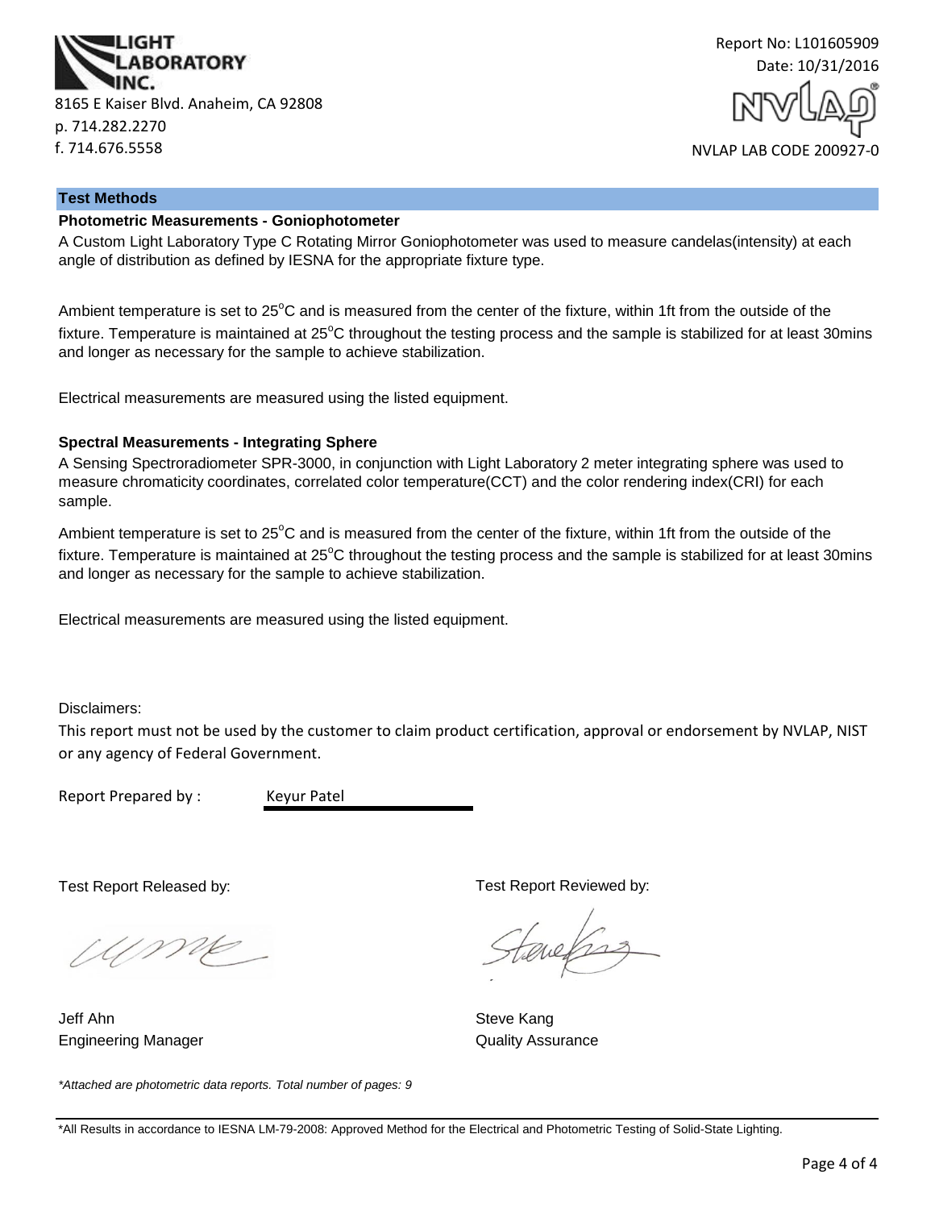LIGHT LABORATORY INC.

8165 E Kaiser Blvd. Anaheim, CA 92808
p. 714.282.2270
f. 714.676.5558

Report No: L101605909
Date: 10/31/2016

NVLAP LAB CODE 200927-0

## Test Methods

### Photometric Measurements - Goniophotometer

A Custom Light Laboratory Type C Rotating Mirror Goniophotometer was used to measure candelas(intensity) at each angle of distribution as defined by IESNA for the appropriate fixture type.

Ambient temperature is set to 25°C and is measured from the center of the fixture, within 1ft from the outside of the fixture. Temperature is maintained at 25°C throughout the testing process and the sample is stabilized for at least 30mins and longer as necessary for the sample to achieve stabilization.

Electrical measurements are measured using the listed equipment.

### Spectral Measurements - Integrating Sphere

A Sensing Spectroradiometer SPR-3000, in conjunction with Light Laboratory 2 meter integrating sphere was used to measure chromaticity coordinates, correlated color temperature(CCT) and the color rendering index(CRI) for each sample.

Ambient temperature is set to 25°C and is measured from the center of the fixture, within 1ft from the outside of the fixture. Temperature is maintained at 25°C throughout the testing process and the sample is stabilized for at least 30mins and longer as necessary for the sample to achieve stabilization.

Electrical measurements are measured using the listed equipment.

Disclaimers:

This report must not be used by the customer to claim product certification, approval or endorsement by NVLAP, NIST or any agency of Federal Government.

Report Prepared by : Keyur Patel

Test Report Released by:

Jeff Ahn
Engineering Manager

Test Report Reviewed by:

Steve Kang
Quality Assurance

*Attached are photometric data reports. Total number of pages: 9*

*All Results in accordance to IESNA LM-79-2008: Approved Method for the Electrical and Photometric Testing of Solid-State Lighting.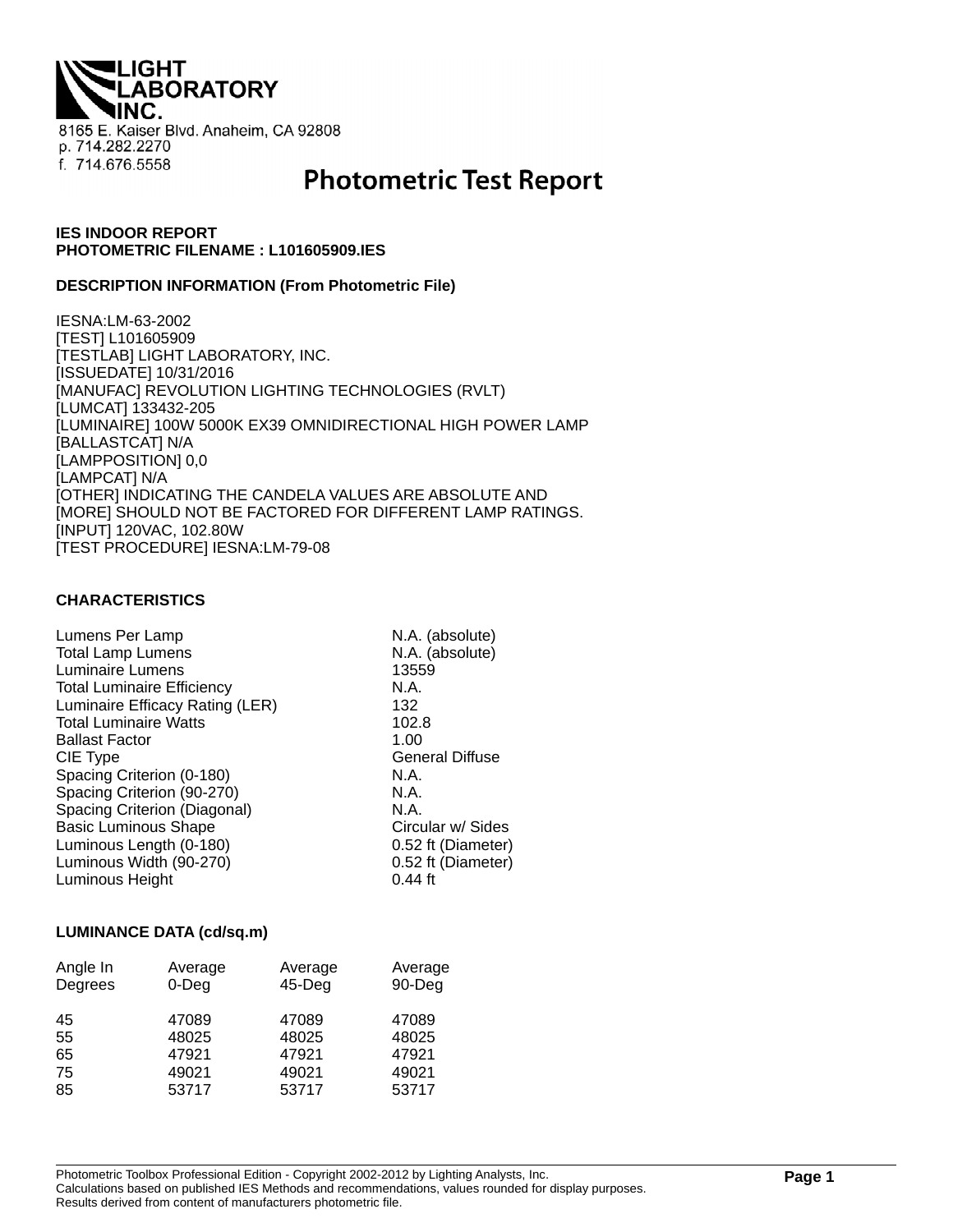LIGHT LABORATORY INC.

8165 E. Kaiser Blvd. Anaheim, CA 92808
p. 714.282.2270
f. 714.676.5558

# Photometric Test Report

**IES INDOOR REPORT**
**PHOTOMETRIC FILENAME : L101605909.IES**

**DESCRIPTION INFORMATION (From Photometric File)**

IESNA:LM-63-2002
[TEST] L101605909
[TESTLAB] LIGHT LABORATORY, INC.
[ISSUEDATE] 10/31/2016
[MANUFAC] REVOLUTION LIGHTING TECHNOLOGIES (RVLT)
[LUMCAT] 133432-205
[LUMINAIRE] 100W 5000K EX39 OMNIDIRECTIONAL HIGH POWER LAMP
[BALLASTCAT] N/A
[LAMPPOSITION] 0,0
[LAMPCAT] N/A
[OTHER] INDICATING THE CANDELA VALUES ARE ABSOLUTE AND
[MORE] SHOULD NOT BE FACTORED FOR DIFFERENT LAMP RATINGS.
[INPUT] 120VAC, 102.80W
[TEST PROCEDURE] IESNA:LM-79-08

**CHARACTERISTICS**

| | |
|---|---|
| Lumens Per Lamp | N.A. (absolute) |
| Total Lamp Lumens | N.A. (absolute) |
| Luminaire Lumens | 13559 |
| Total Luminaire Efficiency | N.A. |
| Luminaire Efficacy Rating (LER) | 132 |
| Total Luminaire Watts | 102.8 |
| Ballast Factor | 1.00 |
| CIE Type | General Diffuse |
| Spacing Criterion (0-180) | N.A. |
| Spacing Criterion (90-270) | N.A. |
| Spacing Criterion (Diagonal) | N.A. |
| Basic Luminous Shape | Circular w/ Sides |
| Luminous Length (0-180) | 0.52 ft (Diameter) |
| Luminous Width (90-270) | 0.52 ft (Diameter) |
| Luminous Height | 0.44 ft |

**LUMINANCE DATA (cd/sq.m)**

| Angle In Degrees | Average 0-Deg | Average 45-Deg | Average 90-Deg |
|---|---|---|---|
| 45 | 47089 | 47089 | 47089 |
| 55 | 48025 | 48025 | 48025 |
| 65 | 47921 | 47921 | 47921 |
| 75 | 49021 | 49021 | 49021 |
| 85 | 53717 | 53717 | 53717 |

Photometric Toolbox Professional Edition - Copyright 2002-2012 by Lighting Analysts, Inc.
Calculations based on published IES Methods and recommendations, values rounded for display purposes.
Results derived from content of manufacturers photometric file.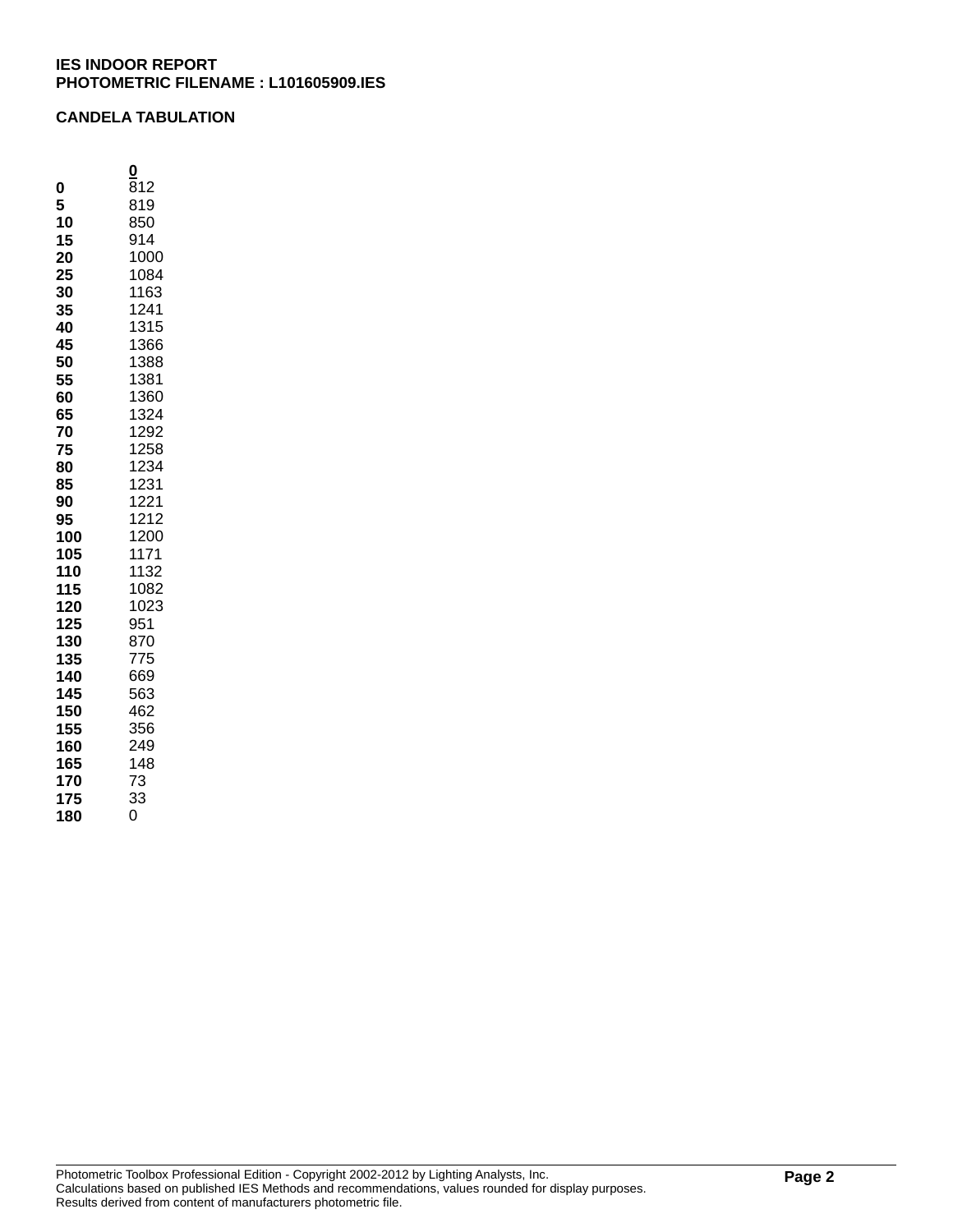**IES INDOOR REPORT**
**PHOTOMETRIC FILENAME : L101605909.IES**

**CANDELA TABULATION**

| | 0 |
|---|---|
| **0** | 812 |
| **5** | 819 |
| **10** | 850 |
| **15** | 914 |
| **20** | 1000 |
| **25** | 1084 |
| **30** | 1163 |
| **35** | 1241 |
| **40** | 1315 |
| **45** | 1366 |
| **50** | 1388 |
| **55** | 1381 |
| **60** | 1360 |
| **65** | 1324 |
| **70** | 1292 |
| **75** | 1258 |
| **80** | 1234 |
| **85** | 1231 |
| **90** | 1221 |
| **95** | 1212 |
| **100** | 1200 |
| **105** | 1171 |
| **110** | 1132 |
| **115** | 1082 |
| **120** | 1023 |
| **125** | 951 |
| **130** | 870 |
| **135** | 775 |
| **140** | 669 |
| **145** | 563 |
| **150** | 462 |
| **155** | 356 |
| **160** | 249 |
| **165** | 148 |
| **170** | 73 |
| **175** | 33 |
| **180** | 0 |

Photometric Toolbox Professional Edition - Copyright 2002-2012 by Lighting Analysts, Inc.
Calculations based on published IES Methods and recommendations, values rounded for display purposes.
Results derived from content of manufacturers photometric file.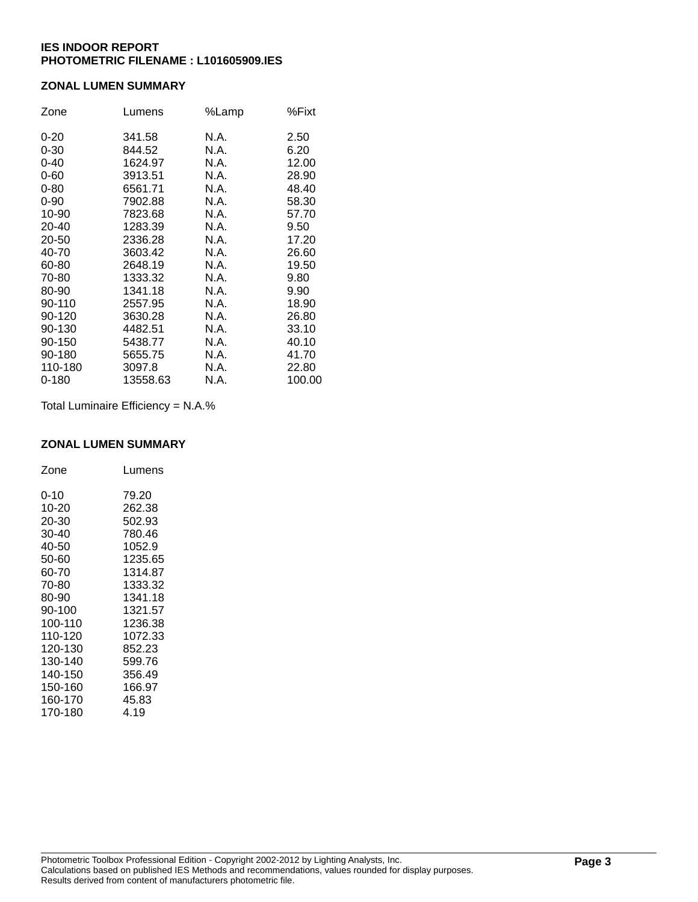**IES INDOOR REPORT**
**PHOTOMETRIC FILENAME : L101605909.IES**

## ZONAL LUMEN SUMMARY

| Zone | Lumens | %Lamp | %Fixt |
|---|---|---|---|
| 0-20 | 341.58 | N.A. | 2.50 |
| 0-30 | 844.52 | N.A. | 6.20 |
| 0-40 | 1624.97 | N.A. | 12.00 |
| 0-60 | 3913.51 | N.A. | 28.90 |
| 0-80 | 6561.71 | N.A. | 48.40 |
| 0-90 | 7902.88 | N.A. | 58.30 |
| 10-90 | 7823.68 | N.A. | 57.70 |
| 20-40 | 1283.39 | N.A. | 9.50 |
| 20-50 | 2336.28 | N.A. | 17.20 |
| 40-70 | 3603.42 | N.A. | 26.60 |
| 60-80 | 2648.19 | N.A. | 19.50 |
| 70-80 | 1333.32 | N.A. | 9.80 |
| 80-90 | 1341.18 | N.A. | 9.90 |
| 90-110 | 2557.95 | N.A. | 18.90 |
| 90-120 | 3630.28 | N.A. | 26.80 |
| 90-130 | 4482.51 | N.A. | 33.10 |
| 90-150 | 5438.77 | N.A. | 40.10 |
| 90-180 | 5655.75 | N.A. | 41.70 |
| 110-180 | 3097.8 | N.A. | 22.80 |
| 0-180 | 13558.63 | N.A. | 100.00 |

Total Luminaire Efficiency = N.A.%

## ZONAL LUMEN SUMMARY

| Zone | Lumens |
|---|---|
| 0-10 | 79.20 |
| 10-20 | 262.38 |
| 20-30 | 502.93 |
| 30-40 | 780.46 |
| 40-50 | 1052.9 |
| 50-60 | 1235.65 |
| 60-70 | 1314.87 |
| 70-80 | 1333.32 |
| 80-90 | 1341.18 |
| 90-100 | 1321.57 |
| 100-110 | 1236.38 |
| 110-120 | 1072.33 |
| 120-130 | 852.23 |
| 130-140 | 599.76 |
| 140-150 | 356.49 |
| 150-160 | 166.97 |
| 160-170 | 45.83 |
| 170-180 | 4.19 |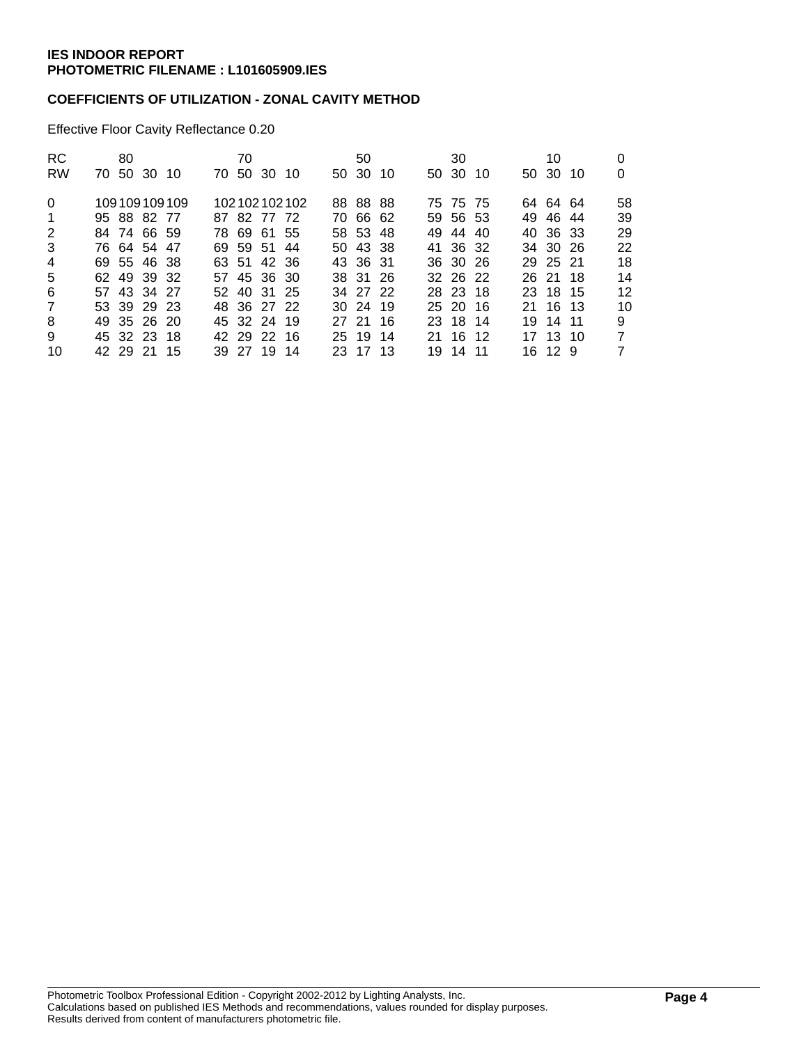**IES INDOOR REPORT**
**PHOTOMETRIC FILENAME : L101605909.IES**

**COEFFICIENTS OF UTILIZATION - ZONAL CAVITY METHOD**

Effective Floor Cavity Reflectance 0.20

| RC | 80 | | | | 70 | | | | 50 | | | 30 | | | 10 | | | 0 |
|---|---|---|---|---|---|---|---|---|---|---|---|---|---|---|---|---|---|---|
| RW | 70 | 50 | 30 | 10 | 70 | 50 | 30 | 10 | 50 | 30 | 10 | 50 | 30 | 10 | 50 | 30 | 10 | 0 |
| 0 | 109 | 109 | 109 | 109 | 102 | 102 | 102 | 102 | 88 | 88 | 88 | 75 | 75 | 75 | 64 | 64 | 64 | 58 |
| 1 | 95 | 88 | 82 | 77 | 87 | 82 | 77 | 72 | 70 | 66 | 62 | 59 | 56 | 53 | 49 | 46 | 44 | 39 |
| 2 | 84 | 74 | 66 | 59 | 78 | 69 | 61 | 55 | 58 | 53 | 48 | 49 | 44 | 40 | 40 | 36 | 33 | 29 |
| 3 | 76 | 64 | 54 | 47 | 69 | 59 | 51 | 44 | 50 | 43 | 38 | 41 | 36 | 32 | 34 | 30 | 26 | 22 |
| 4 | 69 | 55 | 46 | 38 | 63 | 51 | 42 | 36 | 43 | 36 | 31 | 36 | 30 | 26 | 29 | 25 | 21 | 18 |
| 5 | 62 | 49 | 39 | 32 | 57 | 45 | 36 | 30 | 38 | 31 | 26 | 32 | 26 | 22 | 26 | 21 | 18 | 14 |
| 6 | 57 | 43 | 34 | 27 | 52 | 40 | 31 | 25 | 34 | 27 | 22 | 28 | 23 | 18 | 23 | 18 | 15 | 12 |
| 7 | 53 | 39 | 29 | 23 | 48 | 36 | 27 | 22 | 30 | 24 | 19 | 25 | 20 | 16 | 21 | 16 | 13 | 10 |
| 8 | 49 | 35 | 26 | 20 | 45 | 32 | 24 | 19 | 27 | 21 | 16 | 23 | 18 | 14 | 19 | 14 | 11 | 9 |
| 9 | 45 | 32 | 23 | 18 | 42 | 29 | 22 | 16 | 25 | 19 | 14 | 21 | 16 | 12 | 17 | 13 | 10 | 7 |
| 10 | 42 | 29 | 21 | 15 | 39 | 27 | 19 | 14 | 23 | 17 | 13 | 19 | 14 | 11 | 16 | 12 | 9 | 7 |

Photometric Toolbox Professional Edition - Copyright 2002-2012 by Lighting Analysts, Inc.
Calculations based on published IES Methods and recommendations, values rounded for display purposes.
Results derived from content of manufacturers photometric file.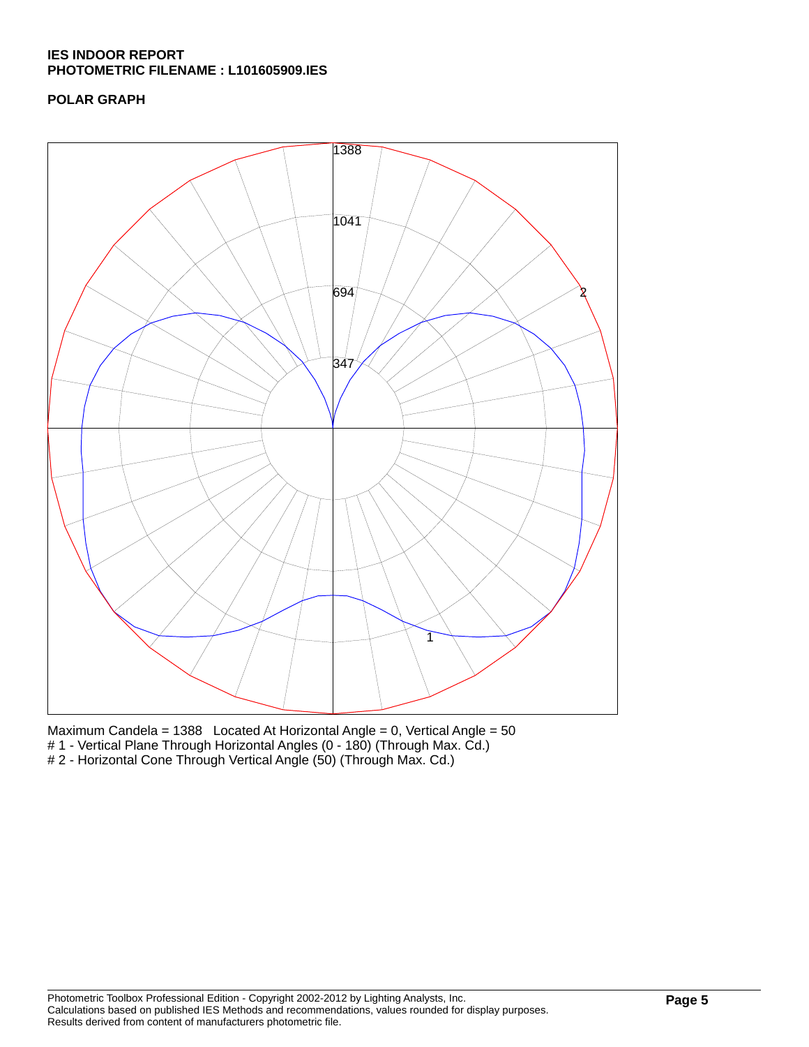**IES INDOOR REPORT**
**PHOTOMETRIC FILENAME : L101605909.IES**

**POLAR GRAPH**

1388
1041
694
347
2
1

Maximum Candela = 1388 Located At Horizontal Angle = 0, Vertical Angle = 50
# 1 - Vertical Plane Through Horizontal Angles (0 - 180) (Through Max. Cd.)
# 2 - Horizontal Cone Through Vertical Angle (50) (Through Max. Cd.)

Photometric Toolbox Professional Edition - Copyright 2002-2012 by Lighting Analysts, Inc.
Calculations based on published IES Methods and recommendations, values rounded for display purposes.
Results derived from content of manufacturers photometric file.